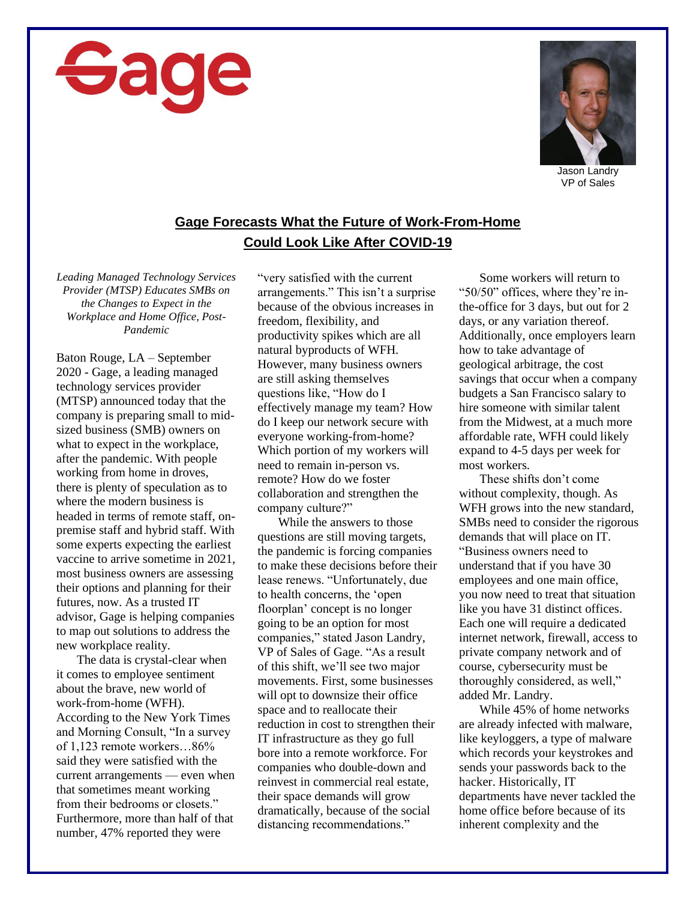Gage

Jason Landry
VP of Sales

## Gage Forecasts What the Future of Work-From-Home Could Look Like After COVID-19

*Leading Managed Technology Services Provider (MTSP) Educates SMBs on the Changes to Expect in the Workplace and Home Office, Post-Pandemic*

Baton Rouge, LA – September 2020 - Gage, a leading managed technology services provider (MTSP) announced today that the company is preparing small to mid-sized business (SMB) owners on what to expect in the workplace, after the pandemic. With people working from home in droves, there is plenty of speculation as to where the modern business is headed in terms of remote staff, on-premise staff and hybrid staff. With some experts expecting the earliest vaccine to arrive sometime in 2021, most business owners are assessing their options and planning for their futures, now. As a trusted IT advisor, Gage is helping companies to map out solutions to address the new workplace reality.

The data is crystal-clear when it comes to employee sentiment about the brave, new world of work-from-home (WFH). According to the New York Times and Morning Consult, "In a survey of 1,123 remote workers…86% said they were satisfied with the current arrangements — even when that sometimes meant working from their bedrooms or closets." Furthermore, more than half of that number, 47% reported they were "very satisfied with the current arrangements." This isn't a surprise because of the obvious increases in freedom, flexibility, and productivity spikes which are all natural byproducts of WFH. However, many business owners are still asking themselves questions like, "How do I effectively manage my team? How do I keep our network secure with everyone working-from-home? Which portion of my workers will need to remain in-person vs. remote? How do we foster collaboration and strengthen the company culture?"

While the answers to those questions are still moving targets, the pandemic is forcing companies to make these decisions before their lease renews. "Unfortunately, due to health concerns, the 'open floorplan' concept is no longer going to be an option for most companies," stated Jason Landry, VP of Sales of Gage. "As a result of this shift, we'll see two major movements. First, some businesses will opt to downsize their office space and to reallocate their reduction in cost to strengthen their IT infrastructure as they go full bore into a remote workforce. For companies who double-down and reinvest in commercial real estate, their space demands will grow dramatically, because of the social distancing recommendations."

Some workers will return to "50/50" offices, where they're in-the-office for 3 days, but out for 2 days, or any variation thereof. Additionally, once employers learn how to take advantage of geological arbitrage, the cost savings that occur when a company budgets a San Francisco salary to hire someone with similar talent from the Midwest, at a much more affordable rate, WFH could likely expand to 4-5 days per week for most workers.

These shifts don't come without complexity, though. As WFH grows into the new standard, SMBs need to consider the rigorous demands that will place on IT. "Business owners need to understand that if you have 30 employees and one main office, you now need to treat that situation like you have 31 distinct offices. Each one will require a dedicated internet network, firewall, access to private company network and of course, cybersecurity must be thoroughly considered, as well," added Mr. Landry.

While 45% of home networks are already infected with malware, like keyloggers, a type of malware which records your keystrokes and sends your passwords back to the hacker. Historically, IT departments have never tackled the home office before because of its inherent complexity and the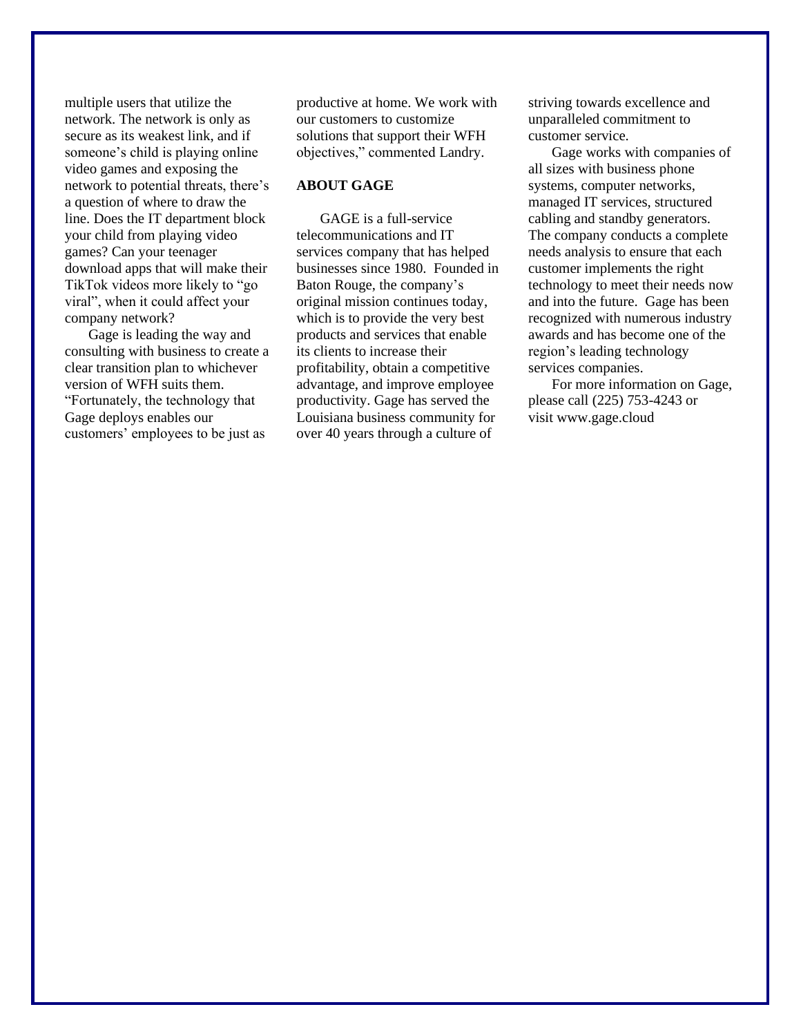multiple users that utilize the network. The network is only as secure as its weakest link, and if someone's child is playing online video games and exposing the network to potential threats, there's a question of where to draw the line. Does the IT department block your child from playing video games? Can your teenager download apps that will make their TikTok videos more likely to "go viral", when it could affect your company network?

Gage is leading the way and consulting with business to create a clear transition plan to whichever version of WFH suits them. "Fortunately, the technology that Gage deploys enables our customers' employees to be just as productive at home. We work with our customers to customize solutions that support their WFH objectives," commented Landry.

**ABOUT GAGE**

GAGE is a full-service telecommunications and IT services company that has helped businesses since 1980. Founded in Baton Rouge, the company's original mission continues today, which is to provide the very best products and services that enable its clients to increase their profitability, obtain a competitive advantage, and improve employee productivity. Gage has served the Louisiana business community for over 40 years through a culture of striving towards excellence and unparalleled commitment to customer service.

Gage works with companies of all sizes with business phone systems, computer networks, managed IT services, structured cabling and standby generators. The company conducts a complete needs analysis to ensure that each customer implements the right technology to meet their needs now and into the future. Gage has been recognized with numerous industry awards and has become one of the region's leading technology services companies.

For more information on Gage, please call (225) 753-4243 or visit www.gage.cloud